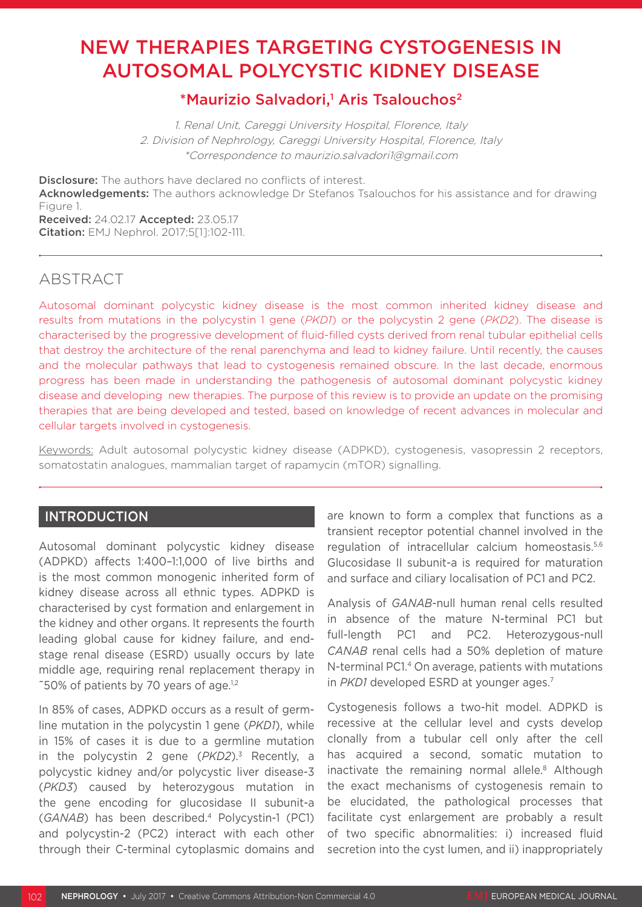# NEW THERAPIES TARGETING CYSTOGENESIS IN AUTOSOMAL POLYCYSTIC KIDNEY DISEASE

**\*Maurizio Salvadori,[1] Aris Tsalouchos[2]**

1. Renal Unit, Careggi University Hospital, Florence, Italy
2. Division of Nephrology, Careggi University Hospital, Florence, Italy
\*Correspondence to maurizio.salvadori1@gmail.com

**Disclosure:** The authors have declared no conflicts of interest.
**Acknowledgements:** The authors acknowledge Dr Stefanos Tsalouchos for his assistance and for drawing Figure 1.
**Received:** 24.02.17 **Accepted:** 23.05.17
**Citation:** EMJ Nephrol. 2017;5[1]:102-111.

## ABSTRACT

Autosomal dominant polycystic kidney disease is the most common inherited kidney disease and results from mutations in the polycystin 1 gene (*PKD1*) or the polycystin 2 gene (*PKD2*). The disease is characterised by the progressive development of fluid-filled cysts derived from renal tubular epithelial cells that destroy the architecture of the renal parenchyma and lead to kidney failure. Until recently, the causes and the molecular pathways that lead to cystogenesis remained obscure. In the last decade, enormous progress has been made in understanding the pathogenesis of autosomal dominant polycystic kidney disease and developing new therapies. The purpose of this review is to provide an update on the promising therapies that are being developed and tested, based on knowledge of recent advances in molecular and cellular targets involved in cystogenesis.

Keywords: Adult autosomal polycystic kidney disease (ADPKD), cystogenesis, vasopressin 2 receptors, somatostatin analogues, mammalian target of rapamycin (mTOR) signalling.

## INTRODUCTION

Autosomal dominant polycystic kidney disease (ADPKD) affects 1:400–1:1,000 of live births and is the most common monogenic inherited form of kidney disease across all ethnic types. ADPKD is characterised by cyst formation and enlargement in the kidney and other organs. It represents the fourth leading global cause for kidney failure, and end-stage renal disease (ESRD) usually occurs by late middle age, requiring renal replacement therapy in ˜50% of patients by 70 years of age.[1,2]

In 85% of cases, ADPKD occurs as a result of germ-line mutation in the polycystin 1 gene (*PKD1*), while in 15% of cases it is due to a germline mutation in the polycystin 2 gene (*PKD2*).[3] Recently, a polycystic kidney and/or polycystic liver disease-3 (*PKD3*) caused by heterozygous mutation in the gene encoding for glucosidase II subunit-a (*GANAB*) has been described.[4] Polycystin-1 (PC1) and polycystin-2 (PC2) interact with each other through their C-terminal cytoplasmic domains and are known to form a complex that functions as a transient receptor potential channel involved in the regulation of intracellular calcium homeostasis.[5,6] Glucosidase II subunit-a is required for maturation and surface and ciliary localisation of PC1 and PC2.

Analysis of *GANAB*-null human renal cells resulted in absence of the mature N-terminal PC1 but full-length PC1 and PC2. Heterozygous-null *CANAB* renal cells had a 50% depletion of mature N-terminal PC1.[4] On average, patients with mutations in *PKD1* developed ESRD at younger ages.[7]

Cystogenesis follows a two-hit model. ADPKD is recessive at the cellular level and cysts develop clonally from a tubular cell only after the cell has acquired a second, somatic mutation to inactivate the remaining normal allele.[8] Although the exact mechanisms of cystogenesis remain to be elucidated, the pathological processes that facilitate cyst enlargement are probably a result of two specific abnormalities: i) increased fluid secretion into the cyst lumen, and ii) inappropriately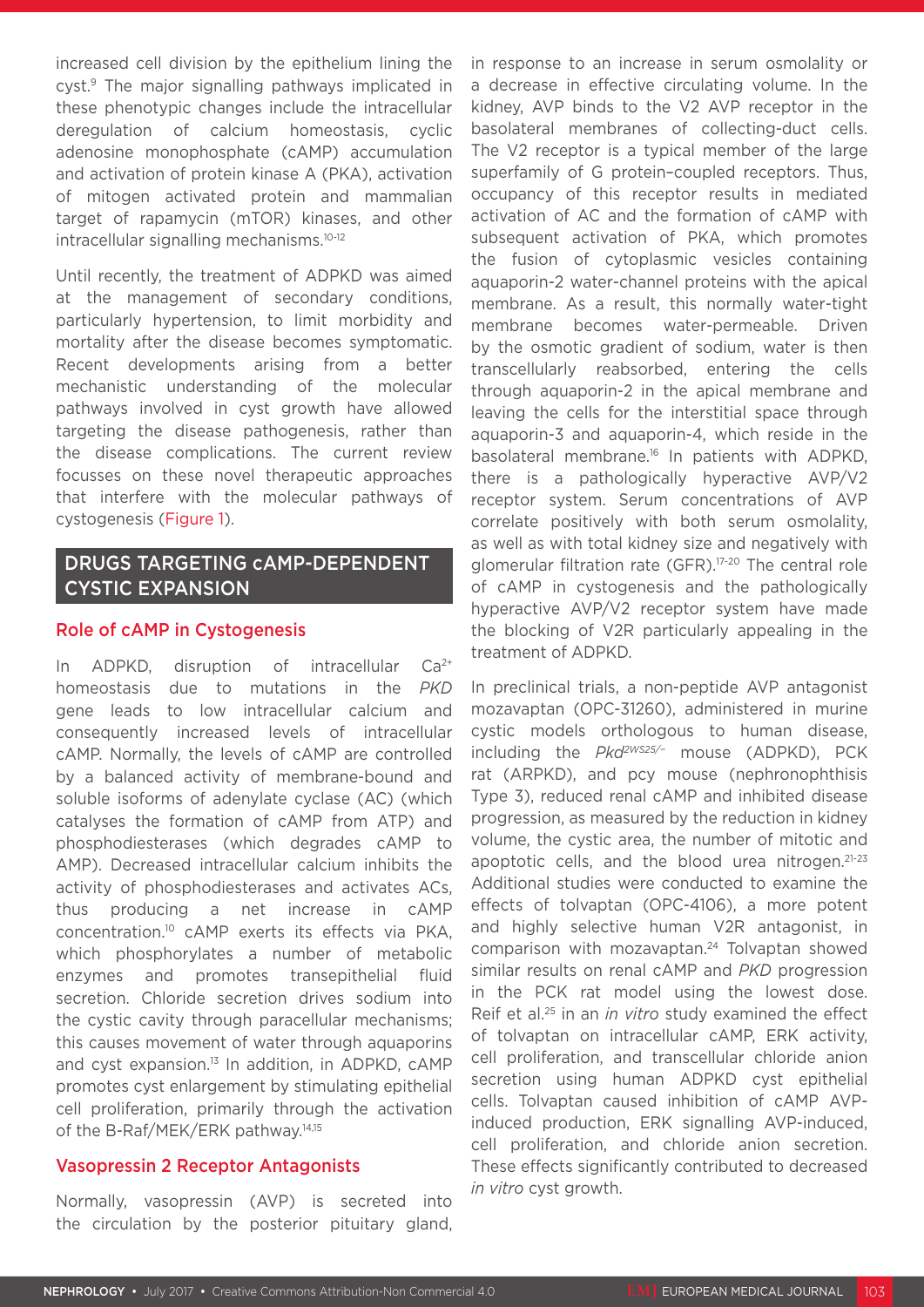increased cell division by the epithelium lining the cyst.[9] The major signalling pathways implicated in these phenotypic changes include the intracellular deregulation of calcium homeostasis, cyclic adenosine monophosphate (cAMP) accumulation and activation of protein kinase A (PKA), activation of mitogen activated protein and mammalian target of rapamycin (mTOR) kinases, and other intracellular signalling mechanisms.[10-12]

Until recently, the treatment of ADPKD was aimed at the management of secondary conditions, particularly hypertension, to limit morbidity and mortality after the disease becomes symptomatic. Recent developments arising from a better mechanistic understanding of the molecular pathways involved in cyst growth have allowed targeting the disease pathogenesis, rather than the disease complications. The current review focusses on these novel therapeutic approaches that interfere with the molecular pathways of cystogenesis (Figure 1).

## DRUGS TARGETING cAMP-DEPENDENT CYSTIC EXPANSION

### Role of cAMP in Cystogenesis

In ADPKD, disruption of intracellular $Ca^{2+}$ homeostasis due to mutations in the *PKD* gene leads to low intracellular calcium and consequently increased levels of intracellular cAMP. Normally, the levels of cAMP are controlled by a balanced activity of membrane-bound and soluble isoforms of adenylate cyclase (AC) (which catalyses the formation of cAMP from ATP) and phosphodiesterases (which degrades cAMP to AMP). Decreased intracellular calcium inhibits the activity of phosphodiesterases and activates ACs, thus producing a net increase in cAMP concentration.[10] cAMP exerts its effects via PKA, which phosphorylates a number of metabolic enzymes and promotes transepithelial fluid secretion. Chloride secretion drives sodium into the cystic cavity through paracellular mechanisms; this causes movement of water through aquaporins and cyst expansion.[13] In addition, in ADPKD, cAMP promotes cyst enlargement by stimulating epithelial cell proliferation, primarily through the activation of the B-Raf/MEK/ERK pathway.[14,15]

### Vasopressin 2 Receptor Antagonists

Normally, vasopressin (AVP) is secreted into the circulation by the posterior pituitary gland, in response to an increase in serum osmolality or a decrease in effective circulating volume. In the kidney, AVP binds to the V2 AVP receptor in the basolateral membranes of collecting-duct cells. The V2 receptor is a typical member of the large superfamily of G protein–coupled receptors. Thus, occupancy of this receptor results in mediated activation of AC and the formation of cAMP with subsequent activation of PKA, which promotes the fusion of cytoplasmic vesicles containing aquaporin-2 water-channel proteins with the apical membrane. As a result, this normally water-tight membrane becomes water-permeable. Driven by the osmotic gradient of sodium, water is then transcellularly reabsorbed, entering the cells through aquaporin-2 in the apical membrane and leaving the cells for the interstitial space through aquaporin-3 and aquaporin-4, which reside in the basolateral membrane.[16] In patients with ADPKD, there is a pathologically hyperactive AVP/V2 receptor system. Serum concentrations of AVP correlate positively with both serum osmolality, as well as with total kidney size and negatively with glomerular filtration rate (GFR).[17-20] The central role of cAMP in cystogenesis and the pathologically hyperactive AVP/V2 receptor system have made the blocking of V2R particularly appealing in the treatment of ADPKD.

In preclinical trials, a non-peptide AVP antagonist mozavaptan (OPC-31260), administered in murine cystic models orthologous to human disease, including the *Pkd*$^{2WS25/-}$ mouse (ADPKD), PCK rat (ARPKD), and pcy mouse (nephronophthisis Type 3), reduced renal cAMP and inhibited disease progression, as measured by the reduction in kidney volume, the cystic area, the number of mitotic and apoptotic cells, and the blood urea nitrogen.[21-23] Additional studies were conducted to examine the effects of tolvaptan (OPC-4106), a more potent and highly selective human V2R antagonist, in comparison with mozavaptan.[24] Tolvaptan showed similar results on renal cAMP and *PKD* progression in the PCK rat model using the lowest dose. Reif et al.[25] in an *in vitro* study examined the effect of tolvaptan on intracellular cAMP, ERK activity, cell proliferation, and transcellular chloride anion secretion using human ADPKD cyst epithelial cells. Tolvaptan caused inhibition of cAMP AVP-induced production, ERK signalling AVP-induced, cell proliferation, and chloride anion secretion. These effects significantly contributed to decreased *in vitro* cyst growth.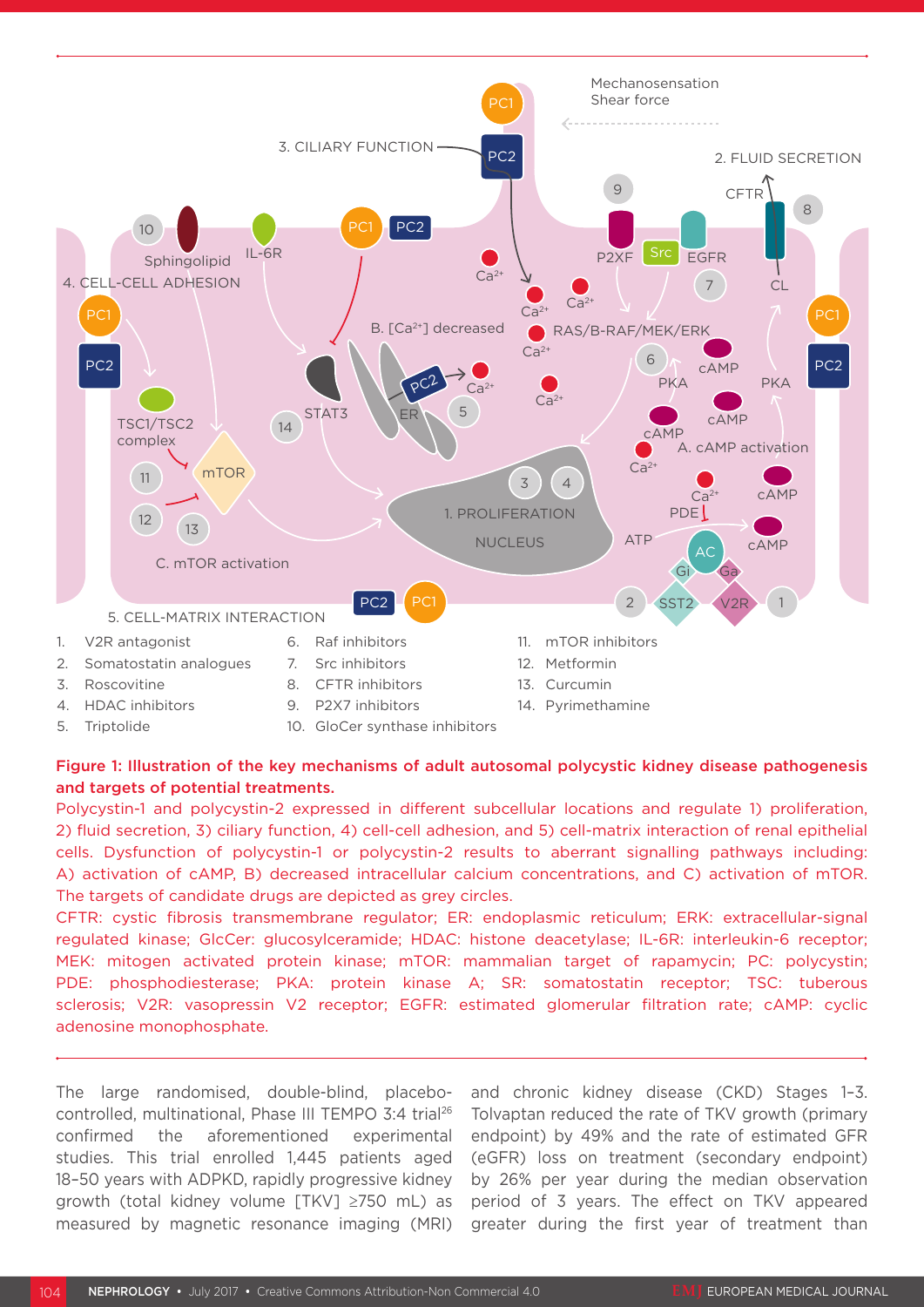1. V2R antagonist
2. Somatostatin analogues
3. Roscovitine
4. HDAC inhibitors
5. Triptolide
6. Raf inhibitors
7. Src inhibitors
8. CFTR inhibitors
9. P2X7 inhibitors
10. GloCer synthase inhibitors
11. mTOR inhibitors
12. Metformin
13. Curcumin
14. Pyrimethamine

**Figure 1: Illustration of the key mechanisms of adult autosomal polycystic kidney disease pathogenesis and targets of potential treatments.**

Polycystin-1 and polycystin-2 expressed in different subcellular locations and regulate 1) proliferation, 2) fluid secretion, 3) ciliary function, 4) cell-cell adhesion, and 5) cell-matrix interaction of renal epithelial cells. Dysfunction of polycystin-1 or polycystin-2 results to aberrant signalling pathways including: A) activation of cAMP, B) decreased intracellular calcium concentrations, and C) activation of mTOR. The targets of candidate drugs are depicted as grey circles.

CFTR: cystic fibrosis transmembrane regulator; ER: endoplasmic reticulum; ERK: extracellular-signal regulated kinase; GlcCer: glucosylceramide; HDAC: histone deacetylase; IL-6R: interleukin-6 receptor; MEK: mitogen activated protein kinase; mTOR: mammalian target of rapamycin; PC: polycystin; PDE: phosphodiesterase; PKA: protein kinase A; SR: somatostatin receptor; TSC: tuberous sclerosis; V2R: vasopressin V2 receptor; EGFR: estimated glomerular filtration rate; cAMP: cyclic adenosine monophosphate.

The large randomised, double-blind, placebo-controlled, multinational, Phase III TEMPO 3:4 trial[26] confirmed the aforementioned experimental studies. This trial enrolled 1,445 patients aged 18–50 years with ADPKD, rapidly progressive kidney growth (total kidney volume [TKV] ≥750 mL) as measured by magnetic resonance imaging (MRI) and chronic kidney disease (CKD) Stages 1–3. Tolvaptan reduced the rate of TKV growth (primary endpoint) by 49% and the rate of estimated GFR (eGFR) loss on treatment (secondary endpoint) by 26% per year during the median observation period of 3 years. The effect on TKV appeared greater during the first year of treatment than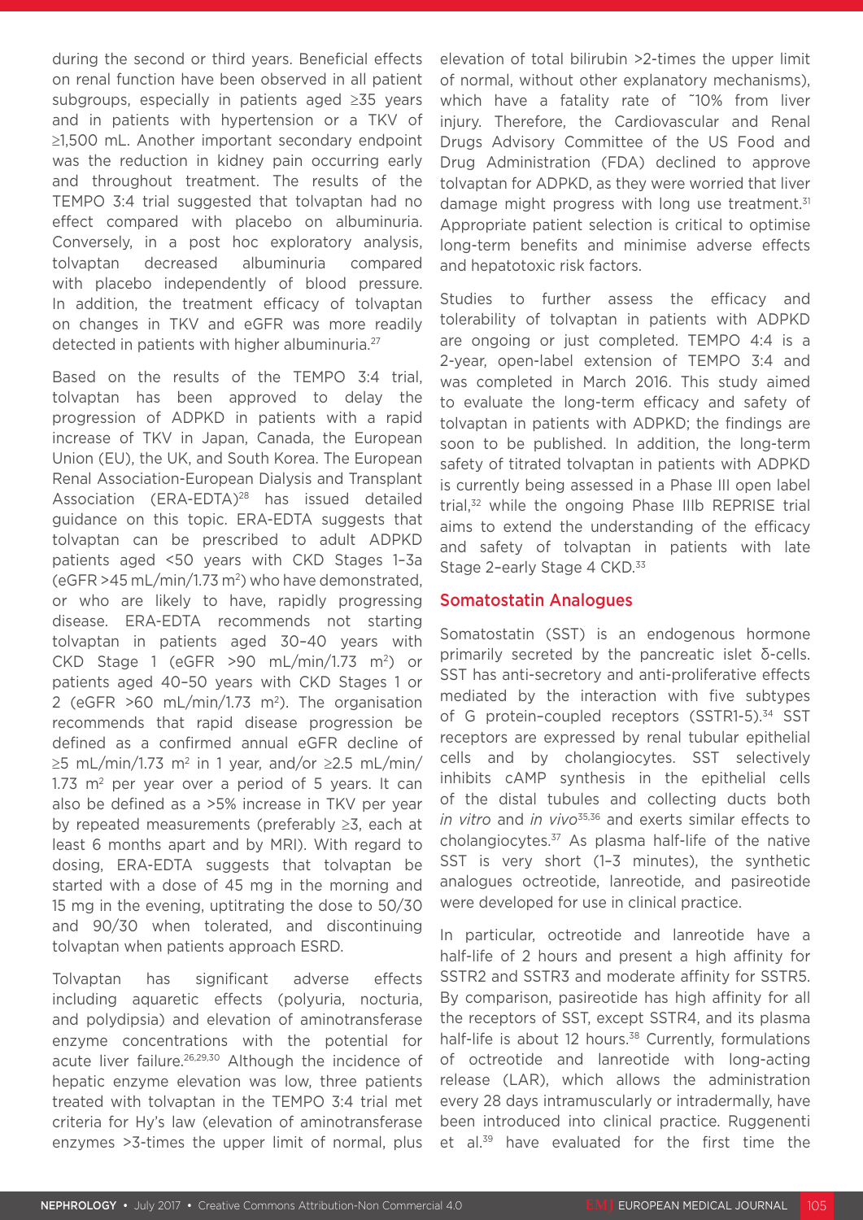during the second or third years. Beneficial effects on renal function have been observed in all patient subgroups, especially in patients aged ≥35 years and in patients with hypertension or a TKV of ≥1,500 mL. Another important secondary endpoint was the reduction in kidney pain occurring early and throughout treatment. The results of the TEMPO 3:4 trial suggested that tolvaptan had no effect compared with placebo on albuminuria. Conversely, in a post hoc exploratory analysis, tolvaptan decreased albuminuria compared with placebo independently of blood pressure. In addition, the treatment efficacy of tolvaptan on changes in TKV and eGFR was more readily detected in patients with higher albuminuria.[27]

Based on the results of the TEMPO 3:4 trial, tolvaptan has been approved to delay the progression of ADPKD in patients with a rapid increase of TKV in Japan, Canada, the European Union (EU), the UK, and South Korea. The European Renal Association-European Dialysis and Transplant Association (ERA-EDTA)[28] has issued detailed guidance on this topic. ERA-EDTA suggests that tolvaptan can be prescribed to adult ADPKD patients aged <50 years with CKD Stages 1–3a (eGFR >45 mL/min/1.73 m$^2$) who have demonstrated, or who are likely to have, rapidly progressing disease. ERA-EDTA recommends not starting tolvaptan in patients aged 30–40 years with CKD Stage 1 (eGFR >90 mL/min/1.73 m$^2$) or patients aged 40–50 years with CKD Stages 1 or 2 (eGFR >60 mL/min/1.73 m$^2$). The organisation recommends that rapid disease progression be defined as a confirmed annual eGFR decline of ≥5 mL/min/1.73 m$^2$ in 1 year, and/or ≥2.5 mL/min/1.73 m$^2$ per year over a period of 5 years. It can also be defined as a >5% increase in TKV per year by repeated measurements (preferably ≥3, each at least 6 months apart and by MRI). With regard to dosing, ERA-EDTA suggests that tolvaptan be started with a dose of 45 mg in the morning and 15 mg in the evening, uptitrating the dose to 50/30 and 90/30 when tolerated, and discontinuing tolvaptan when patients approach ESRD.

Tolvaptan has significant adverse effects including aquaretic effects (polyuria, nocturia, and polydipsia) and elevation of aminotransferase enzyme concentrations with the potential for acute liver failure.[26,29,30] Although the incidence of hepatic enzyme elevation was low, three patients treated with tolvaptan in the TEMPO 3:4 trial met criteria for Hy's law (elevation of aminotransferase enzymes >3-times the upper limit of normal, plus elevation of total bilirubin >2-times the upper limit of normal, without other explanatory mechanisms), which have a fatality rate of ~10% from liver injury. Therefore, the Cardiovascular and Renal Drugs Advisory Committee of the US Food and Drug Administration (FDA) declined to approve tolvaptan for ADPKD, as they were worried that liver damage might progress with long use treatment.[31] Appropriate patient selection is critical to optimise long-term benefits and minimise adverse effects and hepatotoxic risk factors.

Studies to further assess the efficacy and tolerability of tolvaptan in patients with ADPKD are ongoing or just completed. TEMPO 4:4 is a 2-year, open-label extension of TEMPO 3:4 and was completed in March 2016. This study aimed to evaluate the long-term efficacy and safety of tolvaptan in patients with ADPKD; the findings are soon to be published. In addition, the long-term safety of titrated tolvaptan in patients with ADPKD is currently being assessed in a Phase III open label trial,[32] while the ongoing Phase IIIb REPRISE trial aims to extend the understanding of the efficacy and safety of tolvaptan in patients with late Stage 2–early Stage 4 CKD.[33]

## Somatostatin Analogues

Somatostatin (SST) is an endogenous hormone primarily secreted by the pancreatic islet δ-cells. SST has anti-secretory and anti-proliferative effects mediated by the interaction with five subtypes of G protein–coupled receptors (SSTR1-5).[34] SST receptors are expressed by renal tubular epithelial cells and by cholangiocytes. SST selectively inhibits cAMP synthesis in the epithelial cells of the distal tubules and collecting ducts both *in vitro* and *in vivo*[35,36] and exerts similar effects to cholangiocytes.[37] As plasma half-life of the native SST is very short (1–3 minutes), the synthetic analogues octreotide, lanreotide, and pasireotide were developed for use in clinical practice.

In particular, octreotide and lanreotide have a half-life of 2 hours and present a high affinity for SSTR2 and SSTR3 and moderate affinity for SSTR5. By comparison, pasireotide has high affinity for all the receptors of SST, except SSTR4, and its plasma half-life is about 12 hours.[38] Currently, formulations of octreotide and lanreotide with long-acting release (LAR), which allows the administration every 28 days intramuscularly or intradermally, have been introduced into clinical practice. Ruggenenti et al.[39] have evaluated for the first time the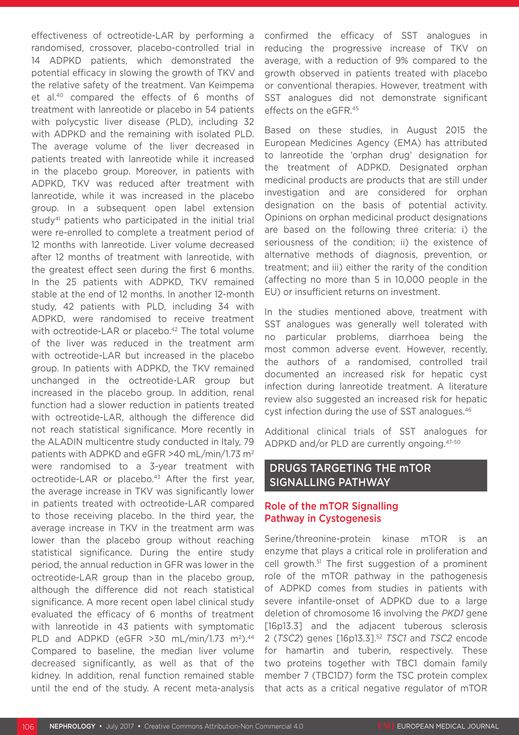effectiveness of octreotide-LAR by performing a randomised, crossover, placebo-controlled trial in 14 ADPKD patients, which demonstrated the potential efficacy in slowing the growth of TKV and the relative safety of the treatment. Van Keimpema et al.[40] compared the effects of 6 months of treatment with lanreotide or placebo in 54 patients with polycystic liver disease (PLD), including 32 with ADPKD and the remaining with isolated PLD. The average volume of the liver decreased in patients treated with lanreotide while it increased in the placebo group. Moreover, in patients with ADPKD, TKV was reduced after treatment with lanreotide, while it was increased in the placebo group. In a subsequent open label extension study[41] patients who participated in the initial trial were re-enrolled to complete a treatment period of 12 months with lanreotide. Liver volume decreased after 12 months of treatment with lanreotide, with the greatest effect seen during the first 6 months. In the 25 patients with ADPKD, TKV remained stable at the end of 12 months. In another 12-month study, 42 patients with PLD, including 34 with ADPKD, were randomised to receive treatment with octreotide-LAR or placebo.[42] The total volume of the liver was reduced in the treatment arm with octreotide-LAR but increased in the placebo group. In patients with ADPKD, the TKV remained unchanged in the octreotide-LAR group but increased in the placebo group. In addition, renal function had a slower reduction in patients treated with octreotide-LAR, although the difference did not reach statistical significance. More recently in the ALADIN multicentre study conducted in Italy, 79 patients with ADPKD and eGFR >40 mL/min/1.73 m$^2$ were randomised to a 3-year treatment with octreotide-LAR or placebo.[43] After the first year, the average increase in TKV was significantly lower in patients treated with octreotide-LAR compared to those receiving placebo. In the third year, the average increase in TKV in the treatment arm was lower than the placebo group without reaching statistical significance. During the entire study period, the annual reduction in GFR was lower in the octreotide-LAR group than in the placebo group, although the difference did not reach statistical significance. A more recent open label clinical study evaluated the efficacy of 6 months of treatment with lanreotide in 43 patients with symptomatic PLD and ADPKD (eGFR >30 mL/min/1.73 m$^2$).[44] Compared to baseline, the median liver volume decreased significantly, as well as that of the kidney. In addition, renal function remained stable until the end of the study. A recent meta-analysis confirmed the efficacy of SST analogues in reducing the progressive increase of TKV on average, with a reduction of 9% compared to the growth observed in patients treated with placebo or conventional therapies. However, treatment with SST analogues did not demonstrate significant effects on the eGFR.[45]

Based on these studies, in August 2015 the European Medicines Agency (EMA) has attributed to lanreotide the 'orphan drug' designation for the treatment of ADPKD. Designated orphan medicinal products are products that are still under investigation and are considered for orphan designation on the basis of potential activity. Opinions on orphan medicinal product designations are based on the following three criteria: i) the seriousness of the condition; ii) the existence of alternative methods of diagnosis, prevention, or treatment; and iii) either the rarity of the condition (affecting no more than 5 in 10,000 people in the EU) or insufficient returns on investment.

In the studies mentioned above, treatment with SST analogues was generally well tolerated with no particular problems, diarrhoea being the most common adverse event. However, recently, the authors of a randomised, controlled trail documented an increased risk for hepatic cyst infection during lanreotide treatment. A literature review also suggested an increased risk for hepatic cyst infection during the use of SST analogues.[46]

Additional clinical trials of SST analogues for ADPKD and/or PLD are currently ongoing.[47-50]

## DRUGS TARGETING THE mTOR SIGNALLING PATHWAY

### Role of the mTOR Signalling Pathway in Cystogenesis

Serine/threonine-protein kinase mTOR is an enzyme that plays a critical role in proliferation and cell growth.[51] The first suggestion of a prominent role of the mTOR pathway in the pathogenesis of ADPKD comes from studies in patients with severe infantile-onset of ADPKD due to a large deletion of chromosome 16 involving the *PKD1* gene [16p13.3] and the adjacent tuberous sclerosis 2 (*TSC2*) genes [16p13.3].[52] *TSC1* and *TSC2* encode for hamartin and tuberin, respectively. These two proteins together with TBC1 domain family member 7 (TBC1D7) form the TSC protein complex that acts as a critical negative regulator of mTOR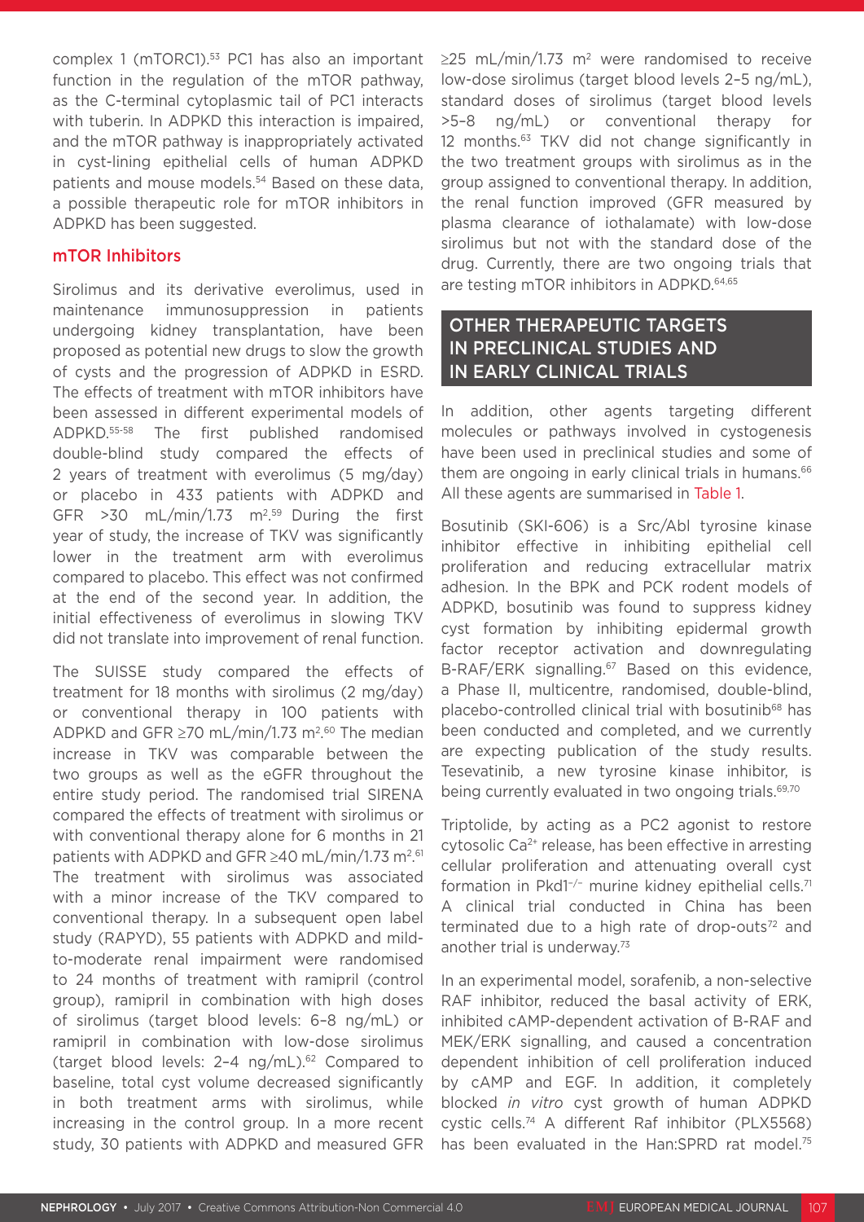complex 1 (mTORC1).[53] PC1 has also an important function in the regulation of the mTOR pathway, as the C-terminal cytoplasmic tail of PC1 interacts with tuberin. In ADPKD this interaction is impaired, and the mTOR pathway is inappropriately activated in cyst-lining epithelial cells of human ADPKD patients and mouse models.[54] Based on these data, a possible therapeutic role for mTOR inhibitors in ADPKD has been suggested.

### mTOR Inhibitors

Sirolimus and its derivative everolimus, used in maintenance immunosuppression in patients undergoing kidney transplantation, have been proposed as potential new drugs to slow the growth of cysts and the progression of ADPKD in ESRD. The effects of treatment with mTOR inhibitors have been assessed in different experimental models of ADPKD.[55-58] The first published randomised double-blind study compared the effects of 2 years of treatment with everolimus (5 mg/day) or placebo in 433 patients with ADPKD and GFR >30 mL/min/1.73 $m^2$.[59] During the first year of study, the increase of TKV was significantly lower in the treatment arm with everolimus compared to placebo. This effect was not confirmed at the end of the second year. In addition, the initial effectiveness of everolimus in slowing TKV did not translate into improvement of renal function.

The SUISSE study compared the effects of treatment for 18 months with sirolimus (2 mg/day) or conventional therapy in 100 patients with ADPKD and GFR ≥70 mL/min/1.73 $m^2$.[60] The median increase in TKV was comparable between the two groups as well as the eGFR throughout the entire study period. The randomised trial SIRENA compared the effects of treatment with sirolimus or with conventional therapy alone for 6 months in 21 patients with ADPKD and GFR ≥40 mL/min/1.73 $m^2$.[61] The treatment with sirolimus was associated with a minor increase of the TKV compared to conventional therapy. In a subsequent open label study (RAPYD), 55 patients with ADPKD and mild-to-moderate renal impairment were randomised to 24 months of treatment with ramipril (control group), ramipril in combination with high doses of sirolimus (target blood levels: 6–8 ng/mL) or ramipril in combination with low-dose sirolimus (target blood levels: 2–4 ng/mL).[62] Compared to baseline, total cyst volume decreased significantly in both treatment arms with sirolimus, while increasing in the control group. In a more recent study, 30 patients with ADPKD and measured GFR ≥25 mL/min/1.73 $m^2$ were randomised to receive low-dose sirolimus (target blood levels 2–5 ng/mL), standard doses of sirolimus (target blood levels >5–8 ng/mL) or conventional therapy for 12 months.[63] TKV did not change significantly in the two treatment groups with sirolimus as in the group assigned to conventional therapy. In addition, the renal function improved (GFR measured by plasma clearance of iothalamate) with low-dose sirolimus but not with the standard dose of the drug. Currently, there are two ongoing trials that are testing mTOR inhibitors in ADPKD.[64,65]

## OTHER THERAPEUTIC TARGETS IN PRECLINICAL STUDIES AND IN EARLY CLINICAL TRIALS

In addition, other agents targeting different molecules or pathways involved in cystogenesis have been used in preclinical studies and some of them are ongoing in early clinical trials in humans.[66] All these agents are summarised in Table 1.

Bosutinib (SKI-606) is a Src/Abl tyrosine kinase inhibitor effective in inhibiting epithelial cell proliferation and reducing extracellular matrix adhesion. In the BPK and PCK rodent models of ADPKD, bosutinib was found to suppress kidney cyst formation by inhibiting epidermal growth factor receptor activation and downregulating B-RAF/ERK signalling.[67] Based on this evidence, a Phase II, multicentre, randomised, double-blind, placebo-controlled clinical trial with bosutinib[68] has been conducted and completed, and we currently are expecting publication of the study results. Tesevatinib, a new tyrosine kinase inhibitor, is being currently evaluated in two ongoing trials.[69,70]

Triptolide, by acting as a PC2 agonist to restore cytosolic $Ca^{2+}$ release, has been effective in arresting cellular proliferation and attenuating overall cyst formation in $Pkd1^{-/-}$ murine kidney epithelial cells.[71] A clinical trial conducted in China has been terminated due to a high rate of drop-outs[72] and another trial is underway.[73]

In an experimental model, sorafenib, a non-selective RAF inhibitor, reduced the basal activity of ERK, inhibited cAMP-dependent activation of B-RAF and MEK/ERK signalling, and caused a concentration dependent inhibition of cell proliferation induced by cAMP and EGF. In addition, it completely blocked *in vitro* cyst growth of human ADPKD cystic cells.[74] A different Raf inhibitor (PLX5568) has been evaluated in the Han:SPRD rat model.[75]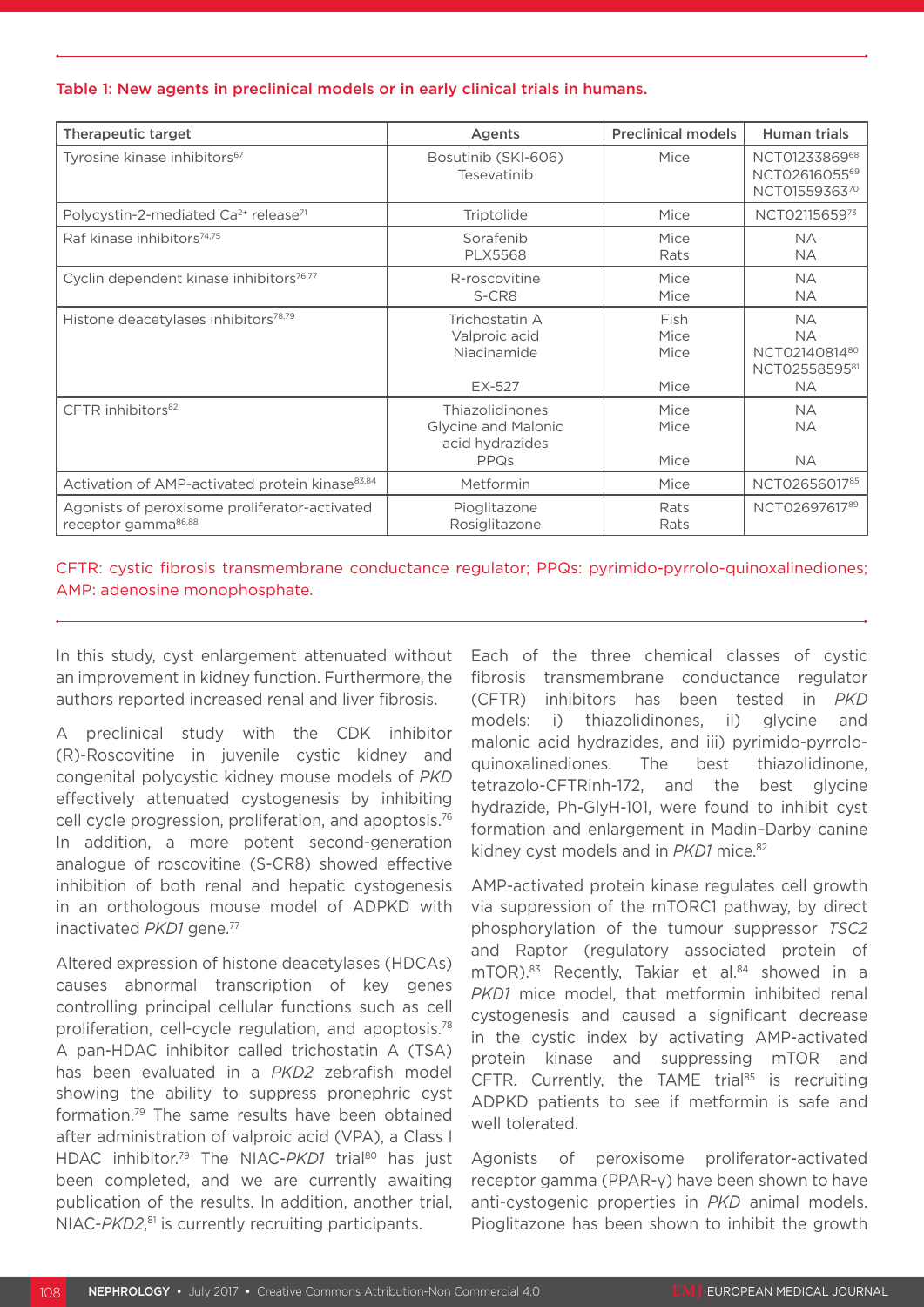**Table 1: New agents in preclinical models or in early clinical trials in humans.**

| Therapeutic target | Agents | Preclinical models | Human trials |
|---|---|---|---|
| Tyrosine kinase inhibitors[67] | Bosutinib (SKI-606)<br>Tesevatinib | Mice | NCT01233869[68]<br>NCT02616055[69]<br>NCT01559363[70] |
| Polycystin-2-mediated $Ca^{2+}$ release[71] | Triptolide | Mice | NCT02115659[73] |
| Raf kinase inhibitors[74,75] | Sorafenib<br>PLX5568 | Mice<br>Rats | NA<br>NA |
| Cyclin dependent kinase inhibitors[76,77] | R-roscovitine<br>S-CR8 | Mice<br>Mice | NA<br>NA |
| Histone deacetylases inhibitors[78,79] | Trichostatin A<br>Valproic acid<br>Niacinamide<br><br>EX-527 | Fish<br>Mice<br>Mice<br><br>Mice | NA<br>NA<br>NCT02140814[80]<br>NCT02558595[81]<br>NA |
| CFTR inhibitors[82] | Thiazolidinones<br>Glycine and Malonic acid hydrazides<br>PPQs | Mice<br>Mice<br><br>Mice | NA<br>NA<br><br>NA |
| Activation of AMP-activated protein kinase[83,84] | Metformin | Mice | NCT02656017[85] |
| Agonists of peroxisome proliferator-activated receptor gamma[86,88] | Pioglitazone<br>Rosiglitazone | Rats<br>Rats | NCT02697617[89] |

CFTR: cystic fibrosis transmembrane conductance regulator; PPQs: pyrimido-pyrrolo-quinoxalinediones; AMP: adenosine monophosphate.

In this study, cyst enlargement attenuated without an improvement in kidney function. Furthermore, the authors reported increased renal and liver fibrosis.

A preclinical study with the CDK inhibitor (R)-Roscovitine in juvenile cystic kidney and congenital polycystic kidney mouse models of *PKD* effectively attenuated cystogenesis by inhibiting cell cycle progression, proliferation, and apoptosis.[76] In addition, a more potent second-generation analogue of roscovitine (S-CR8) showed effective inhibition of both renal and hepatic cystogenesis in an orthologous mouse model of ADPKD with inactivated *PKD1* gene.[77]

Altered expression of histone deacetylases (HDCAs) causes abnormal transcription of key genes controlling principal cellular functions such as cell proliferation, cell-cycle regulation, and apoptosis.[78] A pan-HDAC inhibitor called trichostatin A (TSA) has been evaluated in a *PKD2* zebrafish model showing the ability to suppress pronephric cyst formation.[79] The same results have been obtained after administration of valproic acid (VPA), a Class I HDAC inhibitor.[79] The NIAC-*PKD1* trial[80] has just been completed, and we are currently awaiting publication of the results. In addition, another trial, NIAC-*PKD2*,[81] is currently recruiting participants.

Each of the three chemical classes of cystic fibrosis transmembrane conductance regulator (CFTR) inhibitors has been tested in *PKD* models: i) thiazolidinones, ii) glycine and malonic acid hydrazides, and iii) pyrimido-pyrrolo-quinoxalinediones. The best thiazolidinone, tetrazolo-CFTRinh-172, and the best glycine hydrazide, Ph-GlyH-101, were found to inhibit cyst formation and enlargement in Madin–Darby canine kidney cyst models and in *PKD1* mice.[82]

AMP-activated protein kinase regulates cell growth via suppression of the mTORC1 pathway, by direct phosphorylation of the tumour suppressor *TSC2* and Raptor (regulatory associated protein of mTOR).[83] Recently, Takiar et al.[84] showed in a *PKD1* mice model, that metformin inhibited renal cystogenesis and caused a significant decrease in the cystic index by activating AMP-activated protein kinase and suppressing mTOR and CFTR. Currently, the TAME trial[85] is recruiting ADPKD patients to see if metformin is safe and well tolerated.

Agonists of peroxisome proliferator-activated receptor gamma (PPAR-γ) have been shown to have anti-cystogenic properties in *PKD* animal models. Pioglitazone has been shown to inhibit the growth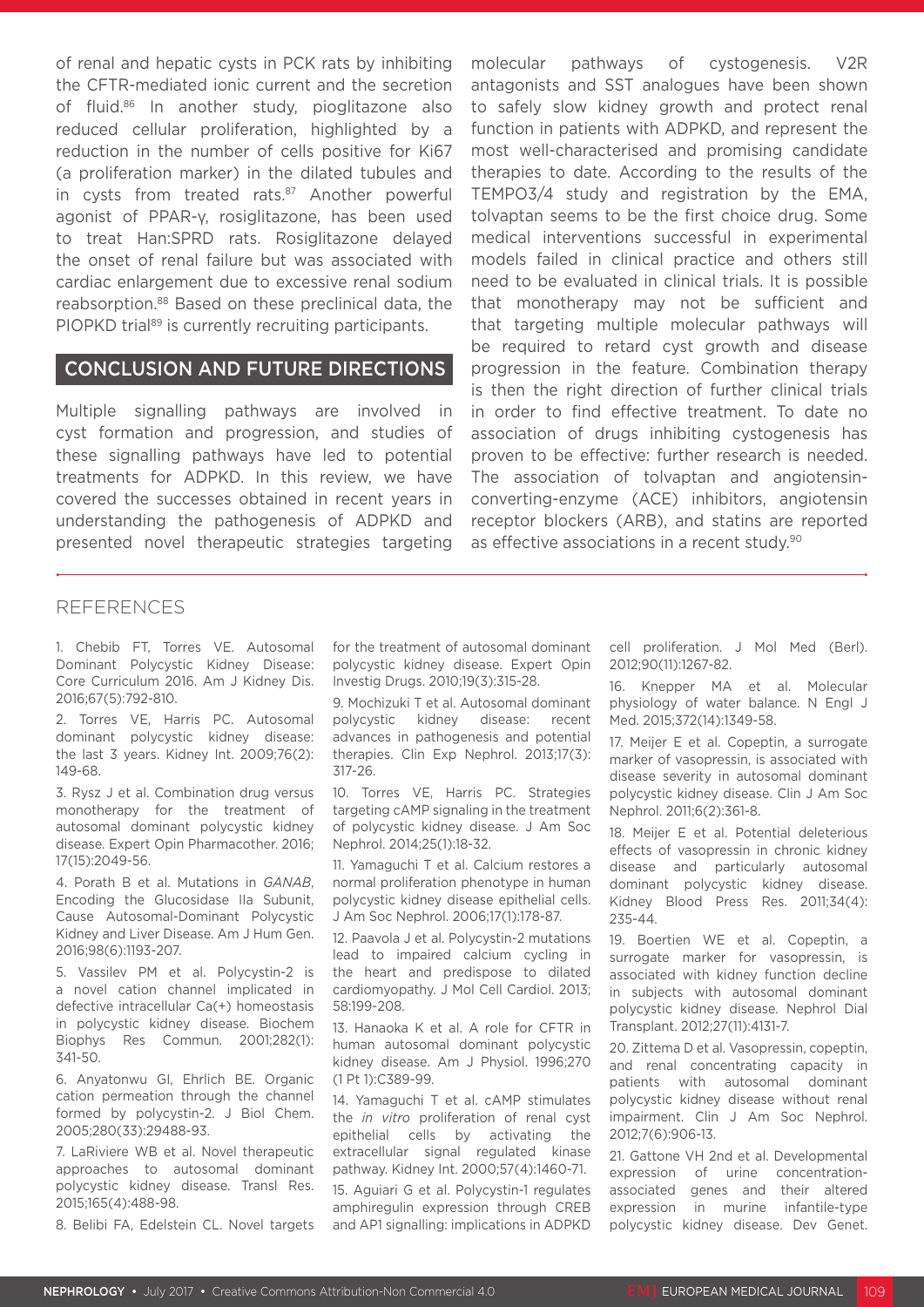of renal and hepatic cysts in PCK rats by inhibiting the CFTR-mediated ionic current and the secretion of fluid.[86] In another study, pioglitazone also reduced cellular proliferation, highlighted by a reduction in the number of cells positive for Ki67 (a proliferation marker) in the dilated tubules and in cysts from treated rats.[87] Another powerful agonist of PPAR-γ, rosiglitazone, has been used to treat Han:SPRD rats. Rosiglitazone delayed the onset of renal failure but was associated with cardiac enlargement due to excessive renal sodium reabsorption.[88] Based on these preclinical data, the PIOPKD trial[89] is currently recruiting participants.

## CONCLUSION AND FUTURE DIRECTIONS

Multiple signalling pathways are involved in cyst formation and progression, and studies of these signalling pathways have led to potential treatments for ADPKD. In this review, we have covered the successes obtained in recent years in understanding the pathogenesis of ADPKD and presented novel therapeutic strategies targeting molecular pathways of cystogenesis. V2R antagonists and SST analogues have been shown to safely slow kidney growth and protect renal function in patients with ADPKD, and represent the most well-characterised and promising candidate therapies to date. According to the results of the TEMPO3/4 study and registration by the EMA, tolvaptan seems to be the first choice drug. Some medical interventions successful in experimental models failed in clinical practice and others still need to be evaluated in clinical trials. It is possible that monotherapy may not be sufficient and that targeting multiple molecular pathways will be required to retard cyst growth and disease progression in the feature. Combination therapy is then the right direction of further clinical trials in order to find effective treatment. To date no association of drugs inhibiting cystogenesis has proven to be effective: further research is needed. The association of tolvaptan and angiotensin-converting-enzyme (ACE) inhibitors, angiotensin receptor blockers (ARB), and statins are reported as effective associations in a recent study.[90]

## REFERENCES

1. Chebib FT, Torres VE. Autosomal Dominant Polycystic Kidney Disease: Core Curriculum 2016. Am J Kidney Dis. 2016;67(5):792-810.
2. Torres VE, Harris PC. Autosomal dominant polycystic kidney disease: the last 3 years. Kidney Int. 2009;76(2):149-68.
3. Rysz J et al. Combination drug versus monotherapy for the treatment of autosomal dominant polycystic kidney disease. Expert Opin Pharmacother. 2016;17(15):2049-56.
4. Porath B et al. Mutations in *GANAB*, Encoding the Glucosidase IIa Subunit, Cause Autosomal-Dominant Polycystic Kidney and Liver Disease. Am J Hum Gen. 2016;98(6):1193-207.
5. Vassilev PM et al. Polycystin-2 is a novel cation channel implicated in defective intracellular Ca(+) homeostasis in polycystic kidney disease. Biochem Biophys Res Commun. 2001;282(1):341-50.
6. Anyatonwu GI, Ehrlich BE. Organic cation permeation through the channel formed by polycystin-2. J Biol Chem. 2005;280(33):29488-93.
7. LaRiviere WB et al. Novel therapeutic approaches to autosomal dominant polycystic kidney disease. Transl Res. 2015;165(4):488-98.
8. Belibi FA, Edelstein CL. Novel targets for the treatment of autosomal dominant polycystic kidney disease. Expert Opin Investig Drugs. 2010;19(3):315-28.
9. Mochizuki T et al. Autosomal dominant polycystic kidney disease: recent advances in pathogenesis and potential therapies. Clin Exp Nephrol. 2013;17(3):317-26.
10. Torres VE, Harris PC. Strategies targeting cAMP signaling in the treatment of polycystic kidney disease. J Am Soc Nephrol. 2014;25(1):18-32.
11. Yamaguchi T et al. Calcium restores a normal proliferation phenotype in human polycystic kidney disease epithelial cells. J Am Soc Nephrol. 2006;17(1):178-87.
12. Paavola J et al. Polycystin-2 mutations lead to impaired calcium cycling in the heart and predispose to dilated cardiomyopathy. J Mol Cell Cardiol. 2013;58:199-208.
13. Hanaoka K et al. A role for CFTR in human autosomal dominant polycystic kidney disease. Am J Physiol. 1996;270(1 Pt 1):C389-99.
14. Yamaguchi T et al. cAMP stimulates the *in vitro* proliferation of renal cyst epithelial cells by activating the extracellular signal regulated kinase pathway. Kidney Int. 2000;57(4):1460-71.
15. Aguiari G et al. Polycystin-1 regulates amphiregulin expression through CREB and AP1 signalling: implications in ADPKD cell proliferation. J Mol Med (Berl). 2012;90(11):1267-82.
16. Knepper MA et al. Molecular physiology of water balance. N Engl J Med. 2015;372(14):1349-58.
17. Meijer E et al. Copeptin, a surrogate marker of vasopressin, is associated with disease severity in autosomal dominant polycystic kidney disease. Clin J Am Soc Nephrol. 2011;6(2):361-8.
18. Meijer E et al. Potential deleterious effects of vasopressin in chronic kidney disease and particularly autosomal dominant polycystic kidney disease. Kidney Blood Press Res. 2011;34(4):235-44.
19. Boertien WE et al. Copeptin, a surrogate marker for vasopressin, is associated with kidney function decline in subjects with autosomal dominant polycystic kidney disease. Nephrol Dial Transplant. 2012;27(11):4131-7.
20. Zittema D et al. Vasopressin, copeptin, and renal concentrating capacity in patients with autosomal dominant polycystic kidney disease without renal impairment. Clin J Am Soc Nephrol. 2012;7(6):906-13.
21. Gattone VH 2nd et al. Developmental expression of urine concentration-associated genes and their altered expression in murine infantile-type polycystic kidney disease. Dev Genet.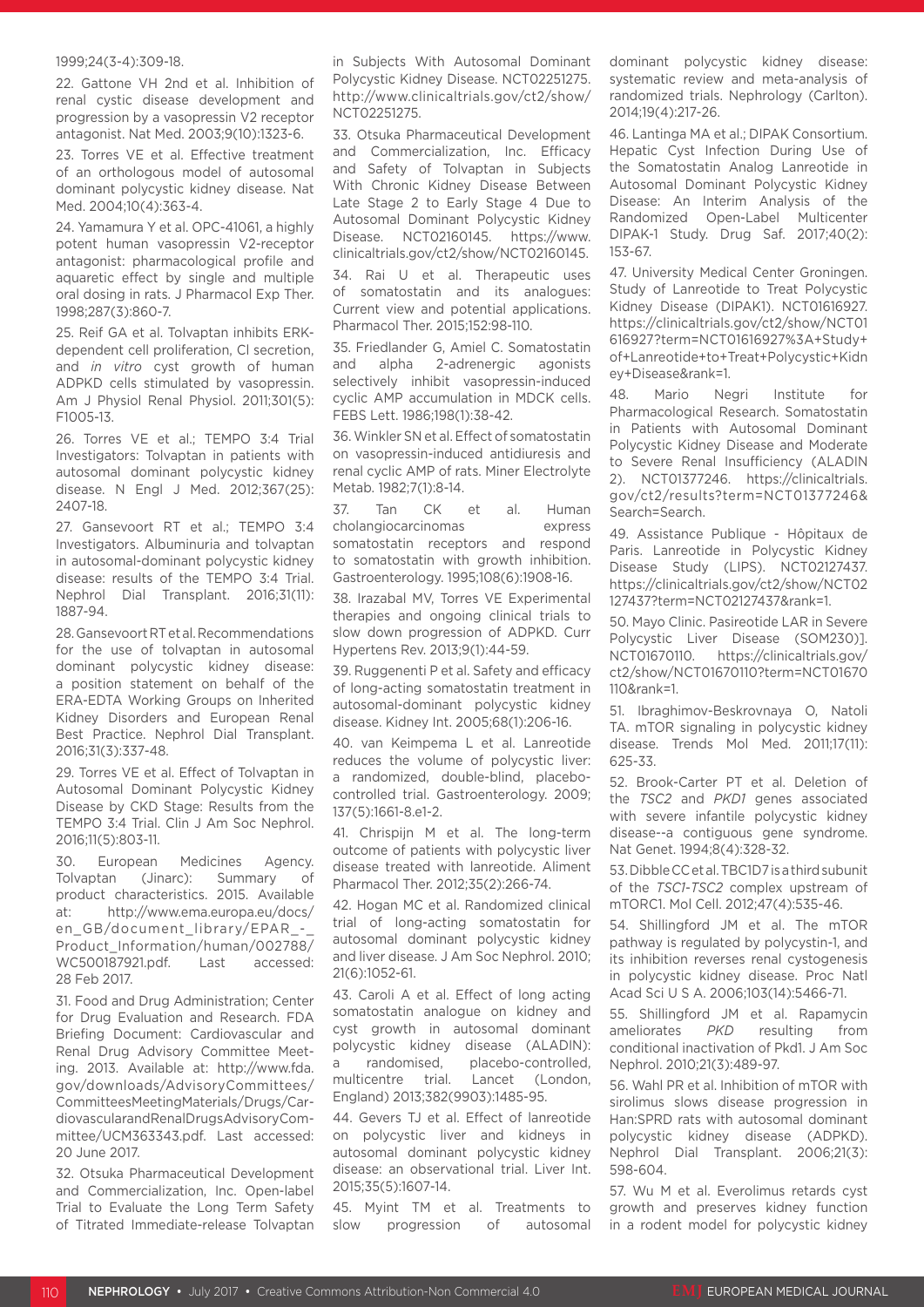1999;24(3-4):309-18.

22. Gattone VH 2nd et al. Inhibition of renal cystic disease development and progression by a vasopressin V2 receptor antagonist. Nat Med. 2003;9(10):1323-6.

23. Torres VE et al. Effective treatment of an orthologous model of autosomal dominant polycystic kidney disease. Nat Med. 2004;10(4):363-4.

24. Yamamura Y et al. OPC-41061, a highly potent human vasopressin V2-receptor antagonist: pharmacological profile and aquaretic effect by single and multiple oral dosing in rats. J Pharmacol Exp Ther. 1998;287(3):860-7.

25. Reif GA et al. Tolvaptan inhibits ERK-dependent cell proliferation, Cl secretion, and *in vitro* cyst growth of human ADPKD cells stimulated by vasopressin. Am J Physiol Renal Physiol. 2011;301(5): F1005-13.

26. Torres VE et al.; TEMPO 3:4 Trial Investigators: Tolvaptan in patients with autosomal dominant polycystic kidney disease. N Engl J Med. 2012;367(25): 2407-18.

27. Gansevoort RT et al.; TEMPO 3:4 Investigators. Albuminuria and tolvaptan in autosomal-dominant polycystic kidney disease: results of the TEMPO 3:4 Trial. Nephrol Dial Transplant. 2016;31(11): 1887-94.

28. Gansevoort RT et al. Recommendations for the use of tolvaptan in autosomal dominant polycystic kidney disease: a position statement on behalf of the ERA-EDTA Working Groups on Inherited Kidney Disorders and European Renal Best Practice. Nephrol Dial Transplant. 2016;31(3):337-48.

29. Torres VE et al. Effect of Tolvaptan in Autosomal Dominant Polycystic Kidney Disease by CKD Stage: Results from the TEMPO 3:4 Trial. Clin J Am Soc Nephrol. 2016;11(5):803-11.

30. European Medicines Agency. Tolvaptan (Jinarc): Summary of product characteristics. 2015. Available at: http://www.ema.europa.eu/docs/en_GB/document_library/EPAR_-_Product_Information/human/002788/WC500187921.pdf. Last accessed: 28 Feb 2017.

31. Food and Drug Administration; Center for Drug Evaluation and Research. FDA Briefing Document: Cardiovascular and Renal Drug Advisory Committee Meeting. 2013. Available at: http://www.fda.gov/downloads/AdvisoryCommittees/CommitteesMeetingMaterials/Drugs/CardiovascularandRenalDrugsAdvisoryCommittee/UCM363343.pdf. Last accessed: 20 June 2017.

32. Otsuka Pharmaceutical Development and Commercialization, Inc. Open-label Trial to Evaluate the Long Term Safety of Titrated Immediate-release Tolvaptan in Subjects With Autosomal Dominant Polycystic Kidney Disease. NCT02251275. http://www.clinicaltrials.gov/ct2/show/NCT02251275.

33. Otsuka Pharmaceutical Development and Commercialization, Inc. Efficacy and Safety of Tolvaptan in Subjects With Chronic Kidney Disease Between Late Stage 2 to Early Stage 4 Due to Autosomal Dominant Polycystic Kidney Disease. NCT02160145. https://www.clinicaltrials.gov/ct2/show/NCT02160145.

34. Rai U et al. Therapeutic uses of somatostatin and its analogues: Current view and potential applications. Pharmacol Ther. 2015;152:98-110.

35. Friedlander G, Amiel C. Somatostatin and alpha 2-adrenergic agonists selectively inhibit vasopressin-induced cyclic AMP accumulation in MDCK cells. FEBS Lett. 1986;198(1):38-42.

36. Winkler SN et al. Effect of somatostatin on vasopressin-induced antidiuresis and renal cyclic AMP of rats. Miner Electrolyte Metab. 1982;7(1):8-14.

37. Tan CK et al. Human cholangiocarcinomas express somatostatin receptors and respond to somatostatin with growth inhibition. Gastroenterology. 1995;108(6):1908-16.

38. Irazabal MV, Torres VE Experimental therapies and ongoing clinical trials to slow down progression of ADPKD. Curr Hypertens Rev. 2013;9(1):44-59.

39. Ruggenenti P et al. Safety and efficacy of long-acting somatostatin treatment in autosomal-dominant polycystic kidney disease. Kidney Int. 2005;68(1):206-16.

40. van Keimpema L et al. Lanreotide reduces the volume of polycystic liver: a randomized, double-blind, placebo-controlled trial. Gastroenterology. 2009; 137(5):1661-8.e1-2.

41. Chrispijn M et al. The long-term outcome of patients with polycystic liver disease treated with lanreotide. Aliment Pharmacol Ther. 2012;35(2):266-74.

42. Hogan MC et al. Randomized clinical trial of long-acting somatostatin for autosomal dominant polycystic kidney and liver disease. J Am Soc Nephrol. 2010; 21(6):1052-61.

43. Caroli A et al. Effect of long acting somatostatin analogue on kidney and cyst growth in autosomal dominant polycystic kidney disease (ALADIN): a randomised, placebo-controlled, multicentre trial. Lancet (London, England) 2013;382(9903):1485-95.

44. Gevers TJ et al. Effect of lanreotide on polycystic liver and kidneys in autosomal dominant polycystic kidney disease: an observational trial. Liver Int. 2015;35(5):1607-14.

45. Myint TM et al. Treatments to slow progression of autosomal dominant polycystic kidney disease: systematic review and meta-analysis of randomized trials. Nephrology (Carlton). 2014;19(4):217-26.

46. Lantinga MA et al.; DIPAK Consortium. Hepatic Cyst Infection During Use of the Somatostatin Analog Lanreotide in Autosomal Dominant Polycystic Kidney Disease: An Interim Analysis of the Randomized Open-Label Multicenter DIPAK-1 Study. Drug Saf. 2017;40(2): 153-67.

47. University Medical Center Groningen. Study of Lanreotide to Treat Polycystic Kidney Disease (DIPAK1). NCT01616927. https://clinicaltrials.gov/ct2/show/NCT01616927?term=NCT01616927%3A+Study+of+Lanreotide+to+Treat+Polycystic+Kidney+Disease&rank=1.

48. Mario Negri Institute for Pharmacological Research. Somatostatin in Patients with Autosomal Dominant Polycystic Kidney Disease and Moderate to Severe Renal Insufficiency (ALADIN 2). NCT01377246. https://clinicaltrials.gov/ct2/results?term=NCT01377246&Search=Search.

49. Assistance Publique - Hôpitaux de Paris. Lanreotide in Polycystic Kidney Disease Study (LIPS). NCT02127437. https://clinicaltrials.gov/ct2/show/NCT02127437?term=NCT02127437&rank=1.

50. Mayo Clinic. Pasireotide LAR in Severe Polycystic Liver Disease (SOM230)]. NCT01670110. https://clinicaltrials.gov/ct2/show/NCT01670110?term=NCT01670110&rank=1.

51. Ibraghimov-Beskrovnaya O, Natoli TA. mTOR signaling in polycystic kidney disease. Trends Mol Med. 2011;17(11): 625-33.

52. Brook-Carter PT et al. Deletion of the *TSC2* and *PKD1* genes associated with severe infantile polycystic kidney disease--a contiguous gene syndrome. Nat Genet. 1994;8(4):328-32.

53. Dibble CC et al. TBC1D7 is a third subunit of the *TSC1-TSC2* complex upstream of mTORC1. Mol Cell. 2012;47(4):535-46.

54. Shillingford JM et al. The mTOR pathway is regulated by polycystin-1, and its inhibition reverses renal cystogenesis in polycystic kidney disease. Proc Natl Acad Sci U S A. 2006;103(14):5466-71.

55. Shillingford JM et al. Rapamycin ameliorates *PKD* resulting from conditional inactivation of Pkd1. J Am Soc Nephrol. 2010;21(3):489-97.

56. Wahl PR et al. Inhibition of mTOR with sirolimus slows disease progression in Han:SPRD rats with autosomal dominant polycystic kidney disease (ADPKD). Nephrol Dial Transplant. 2006;21(3): 598-604.

57. Wu M et al. Everolimus retards cyst growth and preserves kidney function in a rodent model for polycystic kidney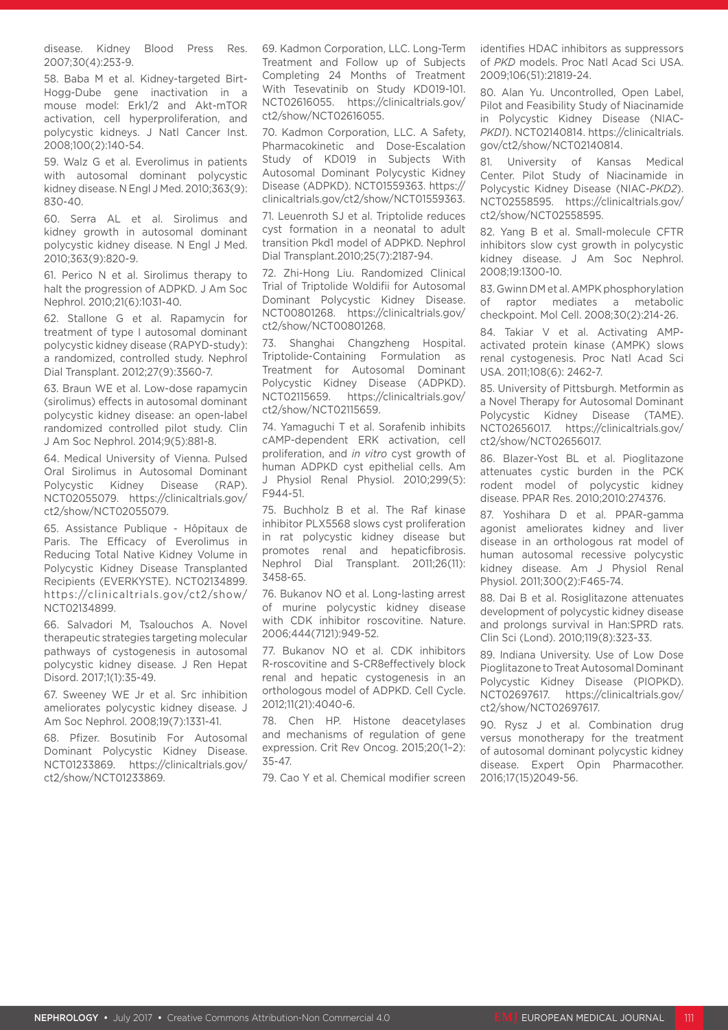disease. Kidney Blood Press Res. 2007;30(4):253-9.

58. Baba M et al. Kidney-targeted Birt-Hogg-Dube gene inactivation in a mouse model: Erk1/2 and Akt-mTOR activation, cell hyperproliferation, and polycystic kidneys. J Natl Cancer Inst. 2008;100(2):140-54.

59. Walz G et al. Everolimus in patients with autosomal dominant polycystic kidney disease. N Engl J Med. 2010;363(9): 830-40.

60. Serra AL et al. Sirolimus and kidney growth in autosomal dominant polycystic kidney disease. N Engl J Med. 2010;363(9):820-9.

61. Perico N et al. Sirolimus therapy to halt the progression of ADPKD. J Am Soc Nephrol. 2010;21(6):1031-40.

62. Stallone G et al. Rapamycin for treatment of type I autosomal dominant polycystic kidney disease (RAPYD-study): a randomized, controlled study. Nephrol Dial Transplant. 2012;27(9):3560-7.

63. Braun WE et al. Low-dose rapamycin (sirolimus) effects in autosomal dominant polycystic kidney disease: an open-label randomized controlled pilot study. Clin J Am Soc Nephrol. 2014;9(5):881-8.

64. Medical University of Vienna. Pulsed Oral Sirolimus in Autosomal Dominant Polycystic Kidney Disease (RAP). NCT02055079. https://clinicaltrials.gov/ct2/show/NCT02055079.

65. Assistance Publique - Hôpitaux de Paris. The Efficacy of Everolimus in Reducing Total Native Kidney Volume in Polycystic Kidney Disease Transplanted Recipients (EVERKYSTE). NCT02134899. https://clinicaltrials.gov/ct2/show/NCT02134899.

66. Salvadori M, Tsalouchos A. Novel therapeutic strategies targeting molecular pathways of cystogenesis in autosomal polycystic kidney disease. J Ren Hepat Disord. 2017;1(1):35-49.

67. Sweeney WE Jr et al. Src inhibition ameliorates polycystic kidney disease. J Am Soc Nephrol. 2008;19(7):1331-41.

68. Pfizer. Bosutinib For Autosomal Dominant Polycystic Kidney Disease. NCT01233869. https://clinicaltrials.gov/ct2/show/NCT01233869.

69. Kadmon Corporation, LLC. Long-Term Treatment and Follow up of Subjects Completing 24 Months of Treatment With Tesevatinib on Study KD019-101. NCT02616055. https://clinicaltrials.gov/ct2/show/NCT02616055.

70. Kadmon Corporation, LLC. A Safety, Pharmacokinetic and Dose-Escalation Study of KD019 in Subjects With Autosomal Dominant Polycystic Kidney Disease (ADPKD). NCT01559363. https://clinicaltrials.gov/ct2/show/NCT01559363.

71. Leuenroth SJ et al. Triptolide reduces cyst formation in a neonatal to adult transition Pkd1 model of ADPKD. Nephrol Dial Transplant.2010;25(7):2187-94.

72. Zhi-Hong Liu. Randomized Clinical Trial of Triptolide Woldifii for Autosomal Dominant Polycystic Kidney Disease. NCT00801268. https://clinicaltrials.gov/ct2/show/NCT00801268.

73. Shanghai Changzheng Hospital. Triptolide-Containing Formulation as Treatment for Autosomal Dominant Polycystic Kidney Disease (ADPKD). NCT02115659. https://clinicaltrials.gov/ct2/show/NCT02115659.

74. Yamaguchi T et al. Sorafenib inhibits cAMP-dependent ERK activation, cell proliferation, and *in vitro* cyst growth of human ADPKD cyst epithelial cells. Am J Physiol Renal Physiol. 2010;299(5): F944-51.

75. Buchholz B et al. The Raf kinase inhibitor PLX5568 slows cyst proliferation in rat polycystic kidney disease but promotes renal and hepaticfibrosis. Nephrol Dial Transplant. 2011;26(11): 3458-65.

76. Bukanov NO et al. Long-lasting arrest of murine polycystic kidney disease with CDK inhibitor roscovitine. Nature. 2006;444(7121):949-52.

77. Bukanov NO et al. CDK inhibitors R-roscovitine and S-CR8effectively block renal and hepatic cystogenesis in an orthologous model of ADPKD. Cell Cycle. 2012;11(21):4040-6.

78. Chen HP. Histone deacetylases and mechanisms of regulation of gene expression. Crit Rev Oncog. 2015;20(1–2): 35-47.

79. Cao Y et al. Chemical modifier screen identifies HDAC inhibitors as suppressors of *PKD* models. Proc Natl Acad Sci USA. 2009;106(51):21819-24.

80. Alan Yu. Uncontrolled, Open Label, Pilot and Feasibility Study of Niacinamide in Polycystic Kidney Disease (NIAC-*PKD1*). NCT02140814. https://clinicaltrials.gov/ct2/show/NCT02140814.

81. University of Kansas Medical Center. Pilot Study of Niacinamide in Polycystic Kidney Disease (NIAC-*PKD2*). NCT02558595. https://clinicaltrials.gov/ct2/show/NCT02558595.

82. Yang B et al. Small-molecule CFTR inhibitors slow cyst growth in polycystic kidney disease. J Am Soc Nephrol. 2008;19:1300-10.

83. Gwinn DM et al. AMPK phosphorylation of raptor mediates a metabolic checkpoint. Mol Cell. 2008;30(2):214-26.

84. Takiar V et al. Activating AMP-activated protein kinase (AMPK) slows renal cystogenesis. Proc Natl Acad Sci USA. 2011;108(6): 2462-7.

85. University of Pittsburgh. Metformin as a Novel Therapy for Autosomal Dominant Polycystic Kidney Disease (TAME). NCT02656017. https://clinicaltrials.gov/ct2/show/NCT02656017.

86. Blazer-Yost BL et al. Pioglitazone attenuates cystic burden in the PCK rodent model of polycystic kidney disease. PPAR Res. 2010;2010:274376.

87. Yoshihara D et al. PPAR-gamma agonist ameliorates kidney and liver disease in an orthologous rat model of human autosomal recessive polycystic kidney disease. Am J Physiol Renal Physiol. 2011;300(2):F465-74.

88. Dai B et al. Rosiglitazone attenuates development of polycystic kidney disease and prolongs survival in Han:SPRD rats. Clin Sci (Lond). 2010;119(8):323-33.

89. Indiana University. Use of Low Dose Pioglitazone to Treat Autosomal Dominant Polycystic Kidney Disease (PIOPKD). NCT02697617. https://clinicaltrials.gov/ct2/show/NCT02697617.

90. Rysz J et al. Combination drug versus monotherapy for the treatment of autosomal dominant polycystic kidney disease. Expert Opin Pharmacother. 2016;17(15)2049-56.